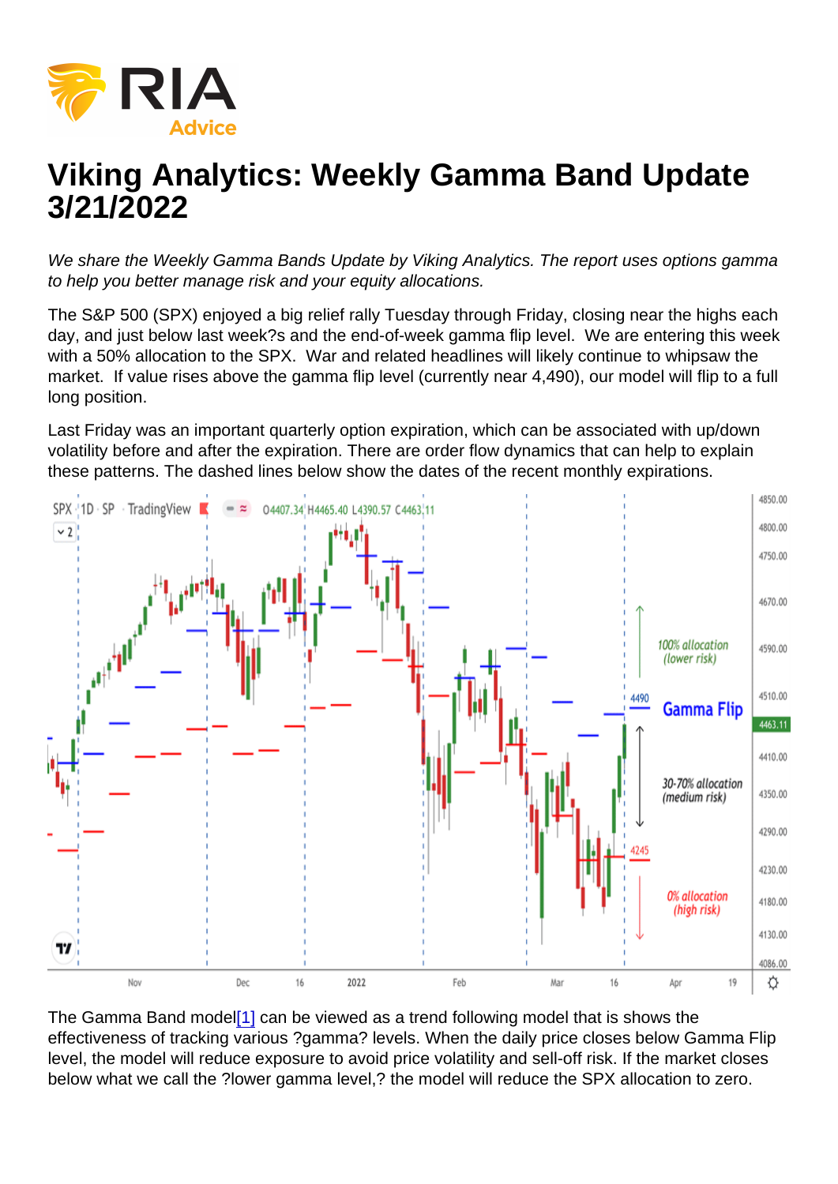# Viking Analytics: Weekly Gamma Band Update 3/21/2022

*We share the Weekly Gamma Bands Update by Viking Analytics. The report uses options gamma to help you better manage risk and your equity allocations.*

The S&P 500 (SPX) enjoyed a big relief rally Tuesday through Friday, closing near the highs each day, and just below last week?s and the end-of-week gamma flip level. We are entering this week with a 50% allocation to the SPX. War and related headlines will likely continue to whipsaw the market. If value rises above the gamma flip level (currently near 4,490), our model will flip to a full long position.

Last Friday was an important quarterly option expiration, which can be associated with up/down volatility before and after the expiration. There are order flow dynamics that can help to explain these patterns. The dashed lines below show the dates of the recent monthly expirations.

The Gamma Band model[1] can be viewed as a trend following model that is shows the effectiveness of tracking various ?gamma? levels. When the daily price closes below Gamma Flip level, the model will reduce exposure to avoid price volatility and sell-off risk. If the market closes below what we call the ?lower gamma level,? the model will reduce the SPX allocation to zero.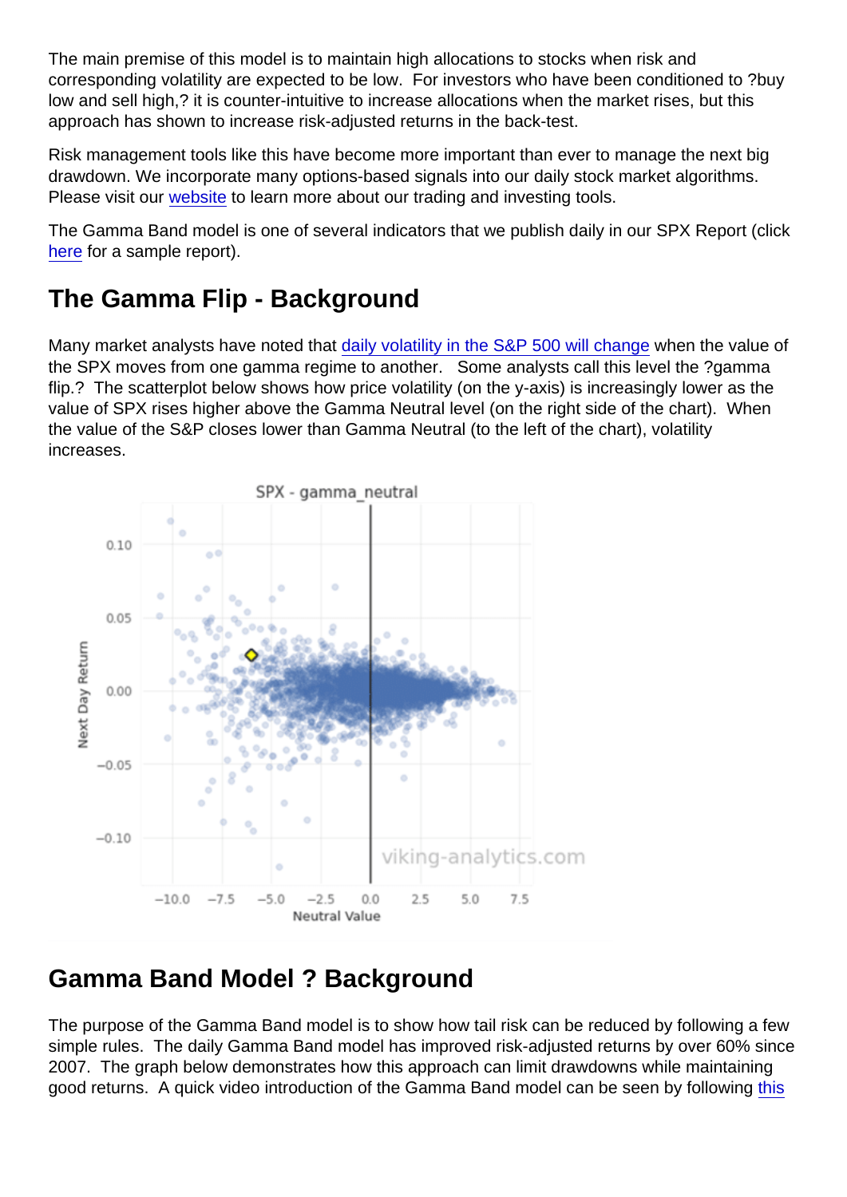The main premise of this model is to maintain high allocations to stocks when risk and corresponding volatility are expected to be low. For investors who have been conditioned to ?buy low and sell high,? it is counter-intuitive to increase allocations when the market rises, but this approach has shown to increase risk-adjusted returns in the back-test.

Risk management tools like this have become more important than ever to manage the next big drawdown. We incorporate many options-based signals into our daily stock market algorithms. Please visit our website to learn more about our trading and investing tools.

The Gamma Band model is one of several indicators that we publish daily in our SPX Report (click here for a sample report).

## The Gamma Flip - Background

Many market analysts have noted that daily volatility in the S&P 500 will change when the value of the SPX moves from one gamma regime to another. Some analysts call this level the ?gamma flip.? The scatterplot below shows how price volatility (on the y-axis) is increasingly lower as the value of SPX rises higher above the Gamma Neutral level (on the right side of the chart). When the value of the S&P closes lower than Gamma Neutral (to the left of the chart), volatility increases.

## Gamma Band Model ? Background

The purpose of the Gamma Band model is to show how tail risk can be reduced by following a few simple rules. The daily Gamma Band model has improved risk-adjusted returns by over 60% since 2007. The graph below demonstrates how this approach can limit drawdowns while maintaining good returns. A quick video introduction of the Gamma Band model can be seen by following this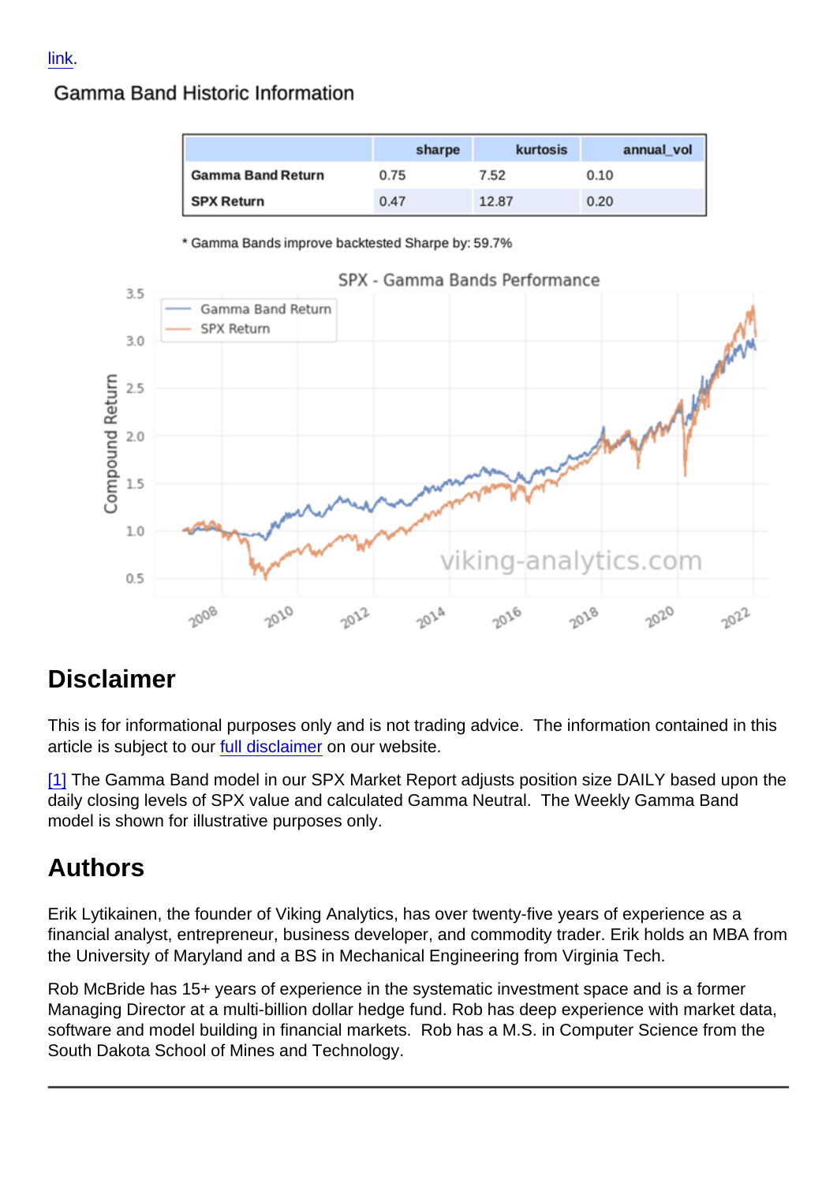link.

## Gamma Band Historic Information

| | sharpe | kurtosis | annual_vol |
|---|---|---|---|
| **Gamma Band Return** | 0.75 | 7.52 | 0.10 |
| **SPX Return** | 0.47 | 12.87 | 0.20 |

* Gamma Bands improve backtested Sharpe by: 59.7%

SPX - Gamma Bands Performance

Gamma Band Return
SPX Return

Compound Return

3.5
3.0
2.5
2.0
1.5
1.0
0.5

2008
2010
2012
2014
2016
2018
2020
2022

viking-analytics.com

## Disclaimer

This is for informational purposes only and is not trading advice. The information contained in this article is subject to our full disclaimer on our website.

[1] The Gamma Band model in our SPX Market Report adjusts position size DAILY based upon the daily closing levels of SPX value and calculated Gamma Neutral. The Weekly Gamma Band model is shown for illustrative purposes only.

## Authors

Erik Lytikainen, the founder of Viking Analytics, has over twenty-five years of experience as a financial analyst, entrepreneur, business developer, and commodity trader. Erik holds an MBA from the University of Maryland and a BS in Mechanical Engineering from Virginia Tech.

Rob McBride has 15+ years of experience in the systematic investment space and is a former Managing Director at a multi-billion dollar hedge fund. Rob has deep experience with market data, software and model building in financial markets. Rob has a M.S. in Computer Science from the South Dakota School of Mines and Technology.